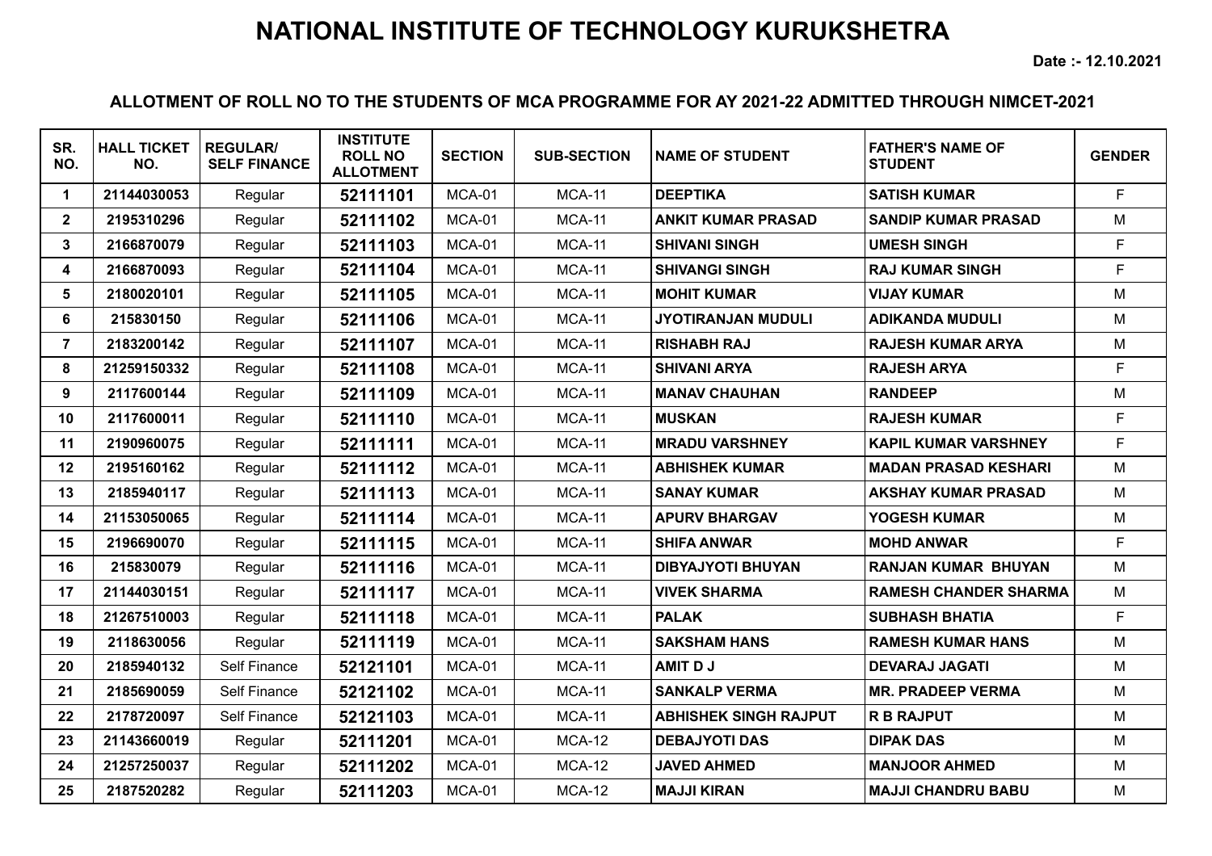# NATIONAL INSTITUTE OF TECHNOLOGY KURUKSHETRA

Date :- 12.10.2021

## ALLOTMENT OF ROLL NO TO THE STUDENTS OF MCA PROGRAMME FOR AY 2021-22 ADMITTED THROUGH NIMCET-2021

| SR. NO. | HALL TICKET NO. | REGULAR/ SELF FINANCE | INSTITUTE ROLL NO ALLOTMENT | SECTION | SUB-SECTION | NAME OF STUDENT | FATHER'S NAME OF STUDENT | GENDER |
|---|---|---|---|---|---|---|---|---|
| 1 | 21144030053 | Regular | 52111101 | MCA-01 | MCA-11 | DEEPTIKA | SATISH KUMAR | F |
| 2 | 2195310296 | Regular | 52111102 | MCA-01 | MCA-11 | ANKIT KUMAR PRASAD | SANDIP KUMAR PRASAD | M |
| 3 | 2166870079 | Regular | 52111103 | MCA-01 | MCA-11 | SHIVANI SINGH | UMESH SINGH | F |
| 4 | 2166870093 | Regular | 52111104 | MCA-01 | MCA-11 | SHIVANGI SINGH | RAJ KUMAR SINGH | F |
| 5 | 2180020101 | Regular | 52111105 | MCA-01 | MCA-11 | MOHIT KUMAR | VIJAY KUMAR | M |
| 6 | 215830150 | Regular | 52111106 | MCA-01 | MCA-11 | JYOTIRANJAN MUDULI | ADIKANDA MUDULI | M |
| 7 | 2183200142 | Regular | 52111107 | MCA-01 | MCA-11 | RISHABH RAJ | RAJESH KUMAR ARYA | M |
| 8 | 21259150332 | Regular | 52111108 | MCA-01 | MCA-11 | SHIVANI ARYA | RAJESH ARYA | F |
| 9 | 2117600144 | Regular | 52111109 | MCA-01 | MCA-11 | MANAV CHAUHAN | RANDEEP | M |
| 10 | 2117600011 | Regular | 52111110 | MCA-01 | MCA-11 | MUSKAN | RAJESH KUMAR | F |
| 11 | 2190960075 | Regular | 52111111 | MCA-01 | MCA-11 | MRADU VARSHNEY | KAPIL KUMAR VARSHNEY | F |
| 12 | 2195160162 | Regular | 52111112 | MCA-01 | MCA-11 | ABHISHEK KUMAR | MADAN PRASAD KESHARI | M |
| 13 | 2185940117 | Regular | 52111113 | MCA-01 | MCA-11 | SANAY KUMAR | AKSHAY KUMAR PRASAD | M |
| 14 | 21153050065 | Regular | 52111114 | MCA-01 | MCA-11 | APURV BHARGAV | YOGESH KUMAR | M |
| 15 | 2196690070 | Regular | 52111115 | MCA-01 | MCA-11 | SHIFA ANWAR | MOHD ANWAR | F |
| 16 | 215830079 | Regular | 52111116 | MCA-01 | MCA-11 | DIBYAJYOTI BHUYAN | RANJAN KUMAR BHUYAN | M |
| 17 | 21144030151 | Regular | 52111117 | MCA-01 | MCA-11 | VIVEK SHARMA | RAMESH CHANDER SHARMA | M |
| 18 | 21267510003 | Regular | 52111118 | MCA-01 | MCA-11 | PALAK | SUBHASH BHATIA | F |
| 19 | 2118630056 | Regular | 52111119 | MCA-01 | MCA-11 | SAKSHAM HANS | RAMESH KUMAR HANS | M |
| 20 | 2185940132 | Self Finance | 52121101 | MCA-01 | MCA-11 | AMIT D J | DEVARAJ JAGATI | M |
| 21 | 2185690059 | Self Finance | 52121102 | MCA-01 | MCA-11 | SANKALP VERMA | MR. PRADEEP VERMA | M |
| 22 | 2178720097 | Self Finance | 52121103 | MCA-01 | MCA-11 | ABHISHEK SINGH RAJPUT | R B RAJPUT | M |
| 23 | 21143660019 | Regular | 52111201 | MCA-01 | MCA-12 | DEBAJYOTI DAS | DIPAK DAS | M |
| 24 | 21257250037 | Regular | 52111202 | MCA-01 | MCA-12 | JAVED AHMED | MANJOOR AHMED | M |
| 25 | 2187520282 | Regular | 52111203 | MCA-01 | MCA-12 | MAJJI KIRAN | MAJJI CHANDRU BABU | M |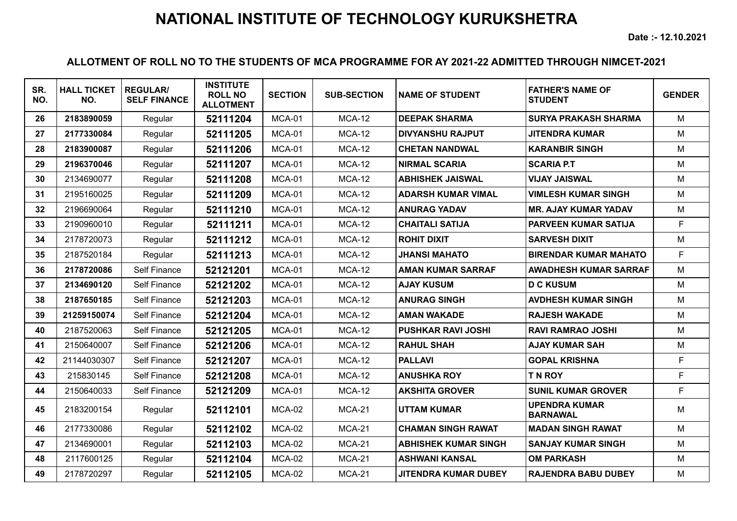# NATIONAL INSTITUTE OF TECHNOLOGY KURUKSHETRA

**Date :- 12.10.2021**

### ALLOTMENT OF ROLL NO TO THE STUDENTS OF MCA PROGRAMME FOR AY 2021-22 ADMITTED THROUGH NIMCET-2021

| SR. NO. | HALL TICKET NO. | REGULAR/ SELF FINANCE | INSTITUTE ROLL NO ALLOTMENT | SECTION | SUB-SECTION | NAME OF STUDENT | FATHER'S NAME OF STUDENT | GENDER |
|---|---|---|---|---|---|---|---|---|
| **26** | **2183890059** | Regular | **52111204** | MCA-01 | MCA-12 | **DEEPAK SHARMA** | **SURYA PRAKASH SHARMA** | M |
| **27** | **2177330084** | Regular | **52111205** | MCA-01 | MCA-12 | **DIVYANSHU RAJPUT** | **JITENDRA KUMAR** | M |
| **28** | **2183900087** | Regular | **52111206** | MCA-01 | MCA-12 | **CHETAN NANDWAL** | **KARANBIR SINGH** | M |
| **29** | **2196370046** | Regular | **52111207** | MCA-01 | MCA-12 | **NIRMAL SCARIA** | **SCARIA P.T** | M |
| **30** | 2134690077 | Regular | **52111208** | MCA-01 | MCA-12 | **ABHISHEK JAISWAL** | **VIJAY JAISWAL** | M |
| **31** | 2195160025 | Regular | **52111209** | MCA-01 | MCA-12 | **ADARSH KUMAR VIMAL** | **VIMLESH KUMAR SINGH** | M |
| **32** | 2196690064 | Regular | **52111210** | MCA-01 | MCA-12 | **ANURAG YADAV** | **MR. AJAY KUMAR YADAV** | M |
| **33** | 2190960010 | Regular | **52111211** | MCA-01 | MCA-12 | **CHAITALI SATIJA** | **PARVEEN KUMAR SATIJA** | F |
| **34** | 2178720073 | Regular | **52111212** | MCA-01 | MCA-12 | **ROHIT DIXIT** | **SARVESH DIXIT** | M |
| **35** | 2187520184 | Regular | **52111213** | MCA-01 | MCA-12 | **JHANSI MAHATO** | **BIRENDAR KUMAR MAHATO** | F |
| **36** | **2178720086** | Self Finance | **52121201** | MCA-01 | MCA-12 | **AMAN KUMAR SARRAF** | **AWADHESH KUMAR SARRAF** | M |
| **37** | **2134690120** | Self Finance | **52121202** | MCA-01 | MCA-12 | **AJAY KUSUM** | **D C KUSUM** | M |
| **38** | **2187650185** | Self Finance | **52121203** | MCA-01 | MCA-12 | **ANURAG SINGH** | **AVDHESH KUMAR SINGH** | M |
| **39** | **21259150074** | Self Finance | **52121204** | MCA-01 | MCA-12 | **AMAN WAKADE** | **RAJESH WAKADE** | M |
| **40** | 2187520063 | Self Finance | **52121205** | MCA-01 | MCA-12 | **PUSHKAR RAVI JOSHI** | **RAVI RAMRAO JOSHI** | M |
| **41** | 2150640007 | Self Finance | **52121206** | MCA-01 | MCA-12 | **RAHUL SHAH** | **AJAY KUMAR SAH** | M |
| **42** | 21144030307 | Self Finance | **52121207** | MCA-01 | MCA-12 | **PALLAVI** | **GOPAL KRISHNA** | F |
| **43** | 215830145 | Self Finance | **52121208** | MCA-01 | MCA-12 | **ANUSHKA ROY** | **T N ROY** | F |
| **44** | 2150640033 | Self Finance | **52121209** | MCA-01 | MCA-12 | **AKSHITA GROVER** | **SUNIL KUMAR GROVER** | F |
| **45** | 2183200154 | Regular | **52112101** | MCA-02 | MCA-21 | **UTTAM KUMAR** | **UPENDRA KUMAR BARNAWAL** | M |
| **46** | 2177330086 | Regular | **52112102** | MCA-02 | MCA-21 | **CHAMAN SINGH RAWAT** | **MADAN SINGH RAWAT** | M |
| **47** | 2134690001 | Regular | **52112103** | MCA-02 | MCA-21 | **ABHISHEK KUMAR SINGH** | **SANJAY KUMAR SINGH** | M |
| **48** | 2117600125 | Regular | **52112104** | MCA-02 | MCA-21 | **ASHWANI KANSAL** | **OM PARKASH** | M |
| **49** | 2178720297 | Regular | **52112105** | MCA-02 | MCA-21 | **JITENDRA KUMAR DUBEY** | **RAJENDRA BABU DUBEY** | M |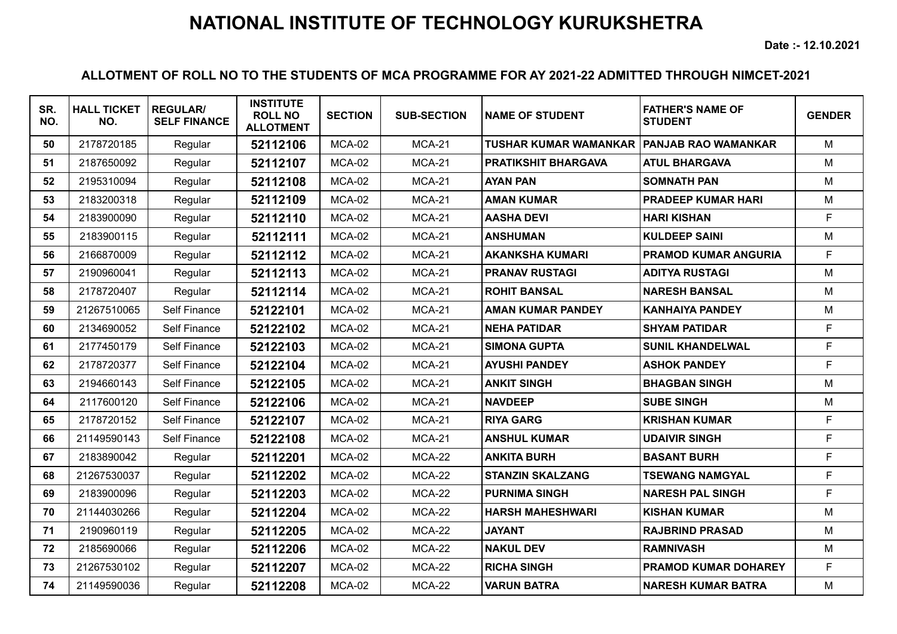# NATIONAL INSTITUTE OF TECHNOLOGY KURUKSHETRA

**Date :- 12.10.2021**

### ALLOTMENT OF ROLL NO TO THE STUDENTS OF MCA PROGRAMME FOR AY 2021-22 ADMITTED THROUGH NIMCET-2021

| SR. NO. | HALL TICKET NO. | REGULAR/ SELF FINANCE | INSTITUTE ROLL NO ALLOTMENT | SECTION | SUB-SECTION | NAME OF STUDENT | FATHER'S NAME OF STUDENT | GENDER |
|---|---|---|---|---|---|---|---|---|
| **50** | 2178720185 | Regular | **52112106** | MCA-02 | MCA-21 | **TUSHAR KUMAR WAMANKAR** | **PANJAB RAO WAMANKAR** | M |
| **51** | 2187650092 | Regular | **52112107** | MCA-02 | MCA-21 | **PRATIKSHIT BHARGAVA** | **ATUL BHARGAVA** | M |
| **52** | 2195310094 | Regular | **52112108** | MCA-02 | MCA-21 | **AYAN PAN** | **SOMNATH PAN** | M |
| **53** | 2183200318 | Regular | **52112109** | MCA-02 | MCA-21 | **AMAN KUMAR** | **PRADEEP KUMAR HARI** | M |
| **54** | 2183900090 | Regular | **52112110** | MCA-02 | MCA-21 | **AASHA DEVI** | **HARI KISHAN** | F |
| **55** | 2183900115 | Regular | **52112111** | MCA-02 | MCA-21 | **ANSHUMAN** | **KULDEEP SAINI** | M |
| **56** | 2166870009 | Regular | **52112112** | MCA-02 | MCA-21 | **AKANKSHA KUMARI** | **PRAMOD KUMAR ANGURIA** | F |
| **57** | 2190960041 | Regular | **52112113** | MCA-02 | MCA-21 | **PRANAV RUSTAGI** | **ADITYA RUSTAGI** | M |
| **58** | 2178720407 | Regular | **52112114** | MCA-02 | MCA-21 | **ROHIT BANSAL** | **NARESH BANSAL** | M |
| **59** | 21267510065 | Self Finance | **52122101** | MCA-02 | MCA-21 | **AMAN KUMAR PANDEY** | **KANHAIYA PANDEY** | M |
| **60** | 2134690052 | Self Finance | **52122102** | MCA-02 | MCA-21 | **NEHA PATIDAR** | **SHYAM PATIDAR** | F |
| **61** | 2177450179 | Self Finance | **52122103** | MCA-02 | MCA-21 | **SIMONA GUPTA** | **SUNIL KHANDELWAL** | F |
| **62** | 2178720377 | Self Finance | **52122104** | MCA-02 | MCA-21 | **AYUSHI PANDEY** | **ASHOK PANDEY** | F |
| **63** | 2194660143 | Self Finance | **52122105** | MCA-02 | MCA-21 | **ANKIT SINGH** | **BHAGBAN SINGH** | M |
| **64** | 2117600120 | Self Finance | **52122106** | MCA-02 | MCA-21 | **NAVDEEP** | **SUBE SINGH** | M |
| **65** | 2178720152 | Self Finance | **52122107** | MCA-02 | MCA-21 | **RIYA GARG** | **KRISHAN KUMAR** | F |
| **66** | 21149590143 | Self Finance | **52122108** | MCA-02 | MCA-21 | **ANSHUL KUMAR** | **UDAIVIR SINGH** | F |
| **67** | 2183890042 | Regular | **52112201** | MCA-02 | MCA-22 | **ANKITA BURH** | **BASANT BURH** | F |
| **68** | 21267530037 | Regular | **52112202** | MCA-02 | MCA-22 | **STANZIN SKALZANG** | **TSEWANG NAMGYAL** | F |
| **69** | 2183900096 | Regular | **52112203** | MCA-02 | MCA-22 | **PURNIMA SINGH** | **NARESH PAL SINGH** | F |
| **70** | 21144030266 | Regular | **52112204** | MCA-02 | MCA-22 | **HARSH MAHESHWARI** | **KISHAN KUMAR** | M |
| **71** | 2190960119 | Regular | **52112205** | MCA-02 | MCA-22 | **JAYANT** | **RAJBRIND PRASAD** | M |
| **72** | 2185690066 | Regular | **52112206** | MCA-02 | MCA-22 | **NAKUL DEV** | **RAMNIVASH** | M |
| **73** | 21267530102 | Regular | **52112207** | MCA-02 | MCA-22 | **RICHA SINGH** | **PRAMOD KUMAR DOHAREY** | F |
| **74** | 21149590036 | Regular | **52112208** | MCA-02 | MCA-22 | **VARUN BATRA** | **NARESH KUMAR BATRA** | M |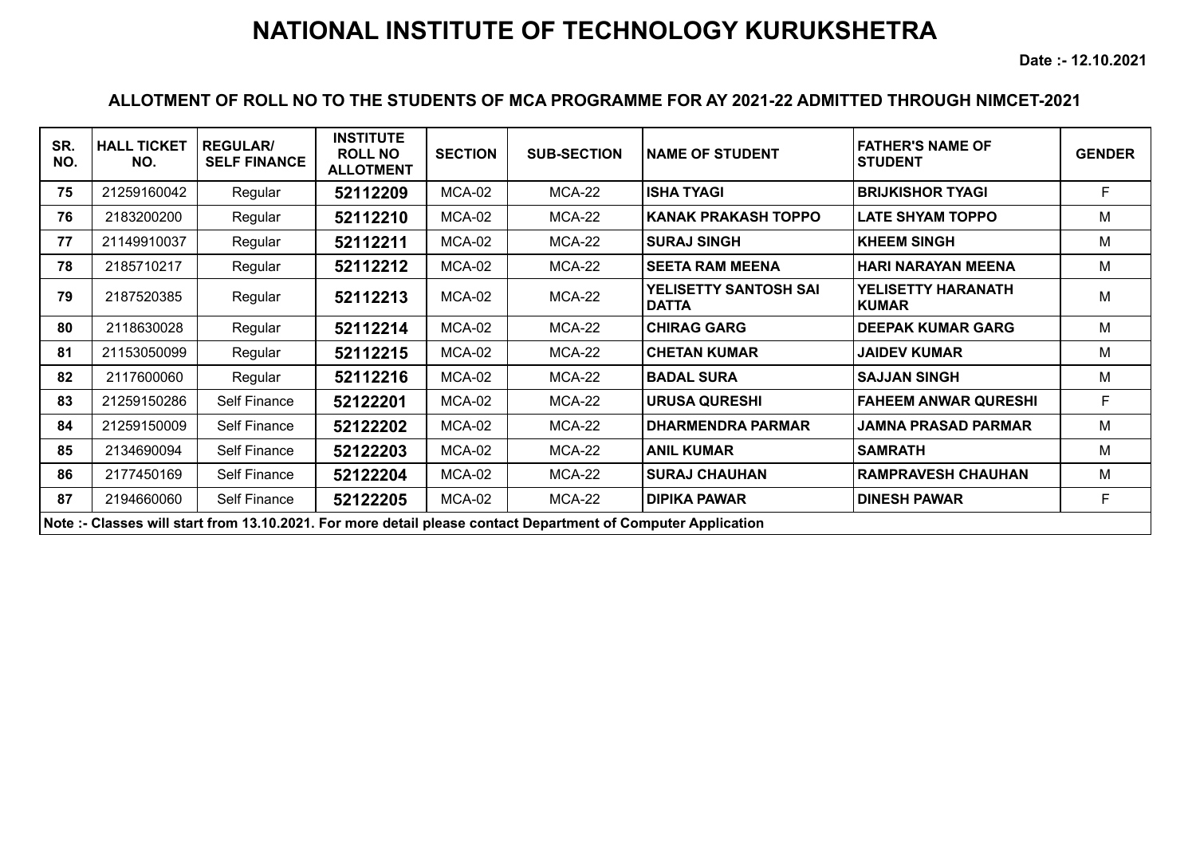// NATIONAL INSTITUTE OF TECHNOLOGY KURUKSHETRA

**Date :- 12.10.2021**

### ALLOTMENT OF ROLL NO TO THE STUDENTS OF MCA PROGRAMME FOR AY 2021-22 ADMITTED THROUGH NIMCET-2021

| SR. NO. | HALL TICKET NO. | REGULAR/ SELF FINANCE | INSTITUTE ROLL NO ALLOTMENT | SECTION | SUB-SECTION | NAME OF STUDENT | FATHER'S NAME OF STUDENT | GENDER |
|---|---|---|---|---|---|---|---|---|
| 75 | 21259160042 | Regular | 52112209 | MCA-02 | MCA-22 | ISHA TYAGI | BRIJKISHOR TYAGI | F |
| 76 | 2183200200 | Regular | 52112210 | MCA-02 | MCA-22 | KANAK PRAKASH TOPPO | LATE SHYAM TOPPO | M |
| 77 | 21149910037 | Regular | 52112211 | MCA-02 | MCA-22 | SURAJ SINGH | KHEEM SINGH | M |
| 78 | 2185710217 | Regular | 52112212 | MCA-02 | MCA-22 | SEETA RAM MEENA | HARI NARAYAN MEENA | M |
| 79 | 2187520385 | Regular | 52112213 | MCA-02 | MCA-22 | YELISETTY SANTOSH SAI DATTA | YELISETTY HARANATH KUMAR | M |
| 80 | 2118630028 | Regular | 52112214 | MCA-02 | MCA-22 | CHIRAG GARG | DEEPAK KUMAR GARG | M |
| 81 | 21153050099 | Regular | 52112215 | MCA-02 | MCA-22 | CHETAN KUMAR | JAIDEV KUMAR | M |
| 82 | 2117600060 | Regular | 52112216 | MCA-02 | MCA-22 | BADAL SURA | SAJJAN SINGH | M |
| 83 | 21259150286 | Self Finance | 52122201 | MCA-02 | MCA-22 | URUSA QURESHI | FAHEEM ANWAR QURESHI | F |
| 84 | 21259150009 | Self Finance | 52122202 | MCA-02 | MCA-22 | DHARMENDRA PARMAR | JAMNA PRASAD PARMAR | M |
| 85 | 2134690094 | Self Finance | 52122203 | MCA-02 | MCA-22 | ANIL KUMAR | SAMRATH | M |
| 86 | 2177450169 | Self Finance | 52122204 | MCA-02 | MCA-22 | SURAJ CHAUHAN | RAMPRAVESH CHAUHAN | M |
| 87 | 2194660060 | Self Finance | 52122205 | MCA-02 | MCA-22 | DIPIKA PAWAR | DINESH PAWAR | F |

**Note :- Classes will start from 13.10.2021. For more detail please contact Department of Computer Application**